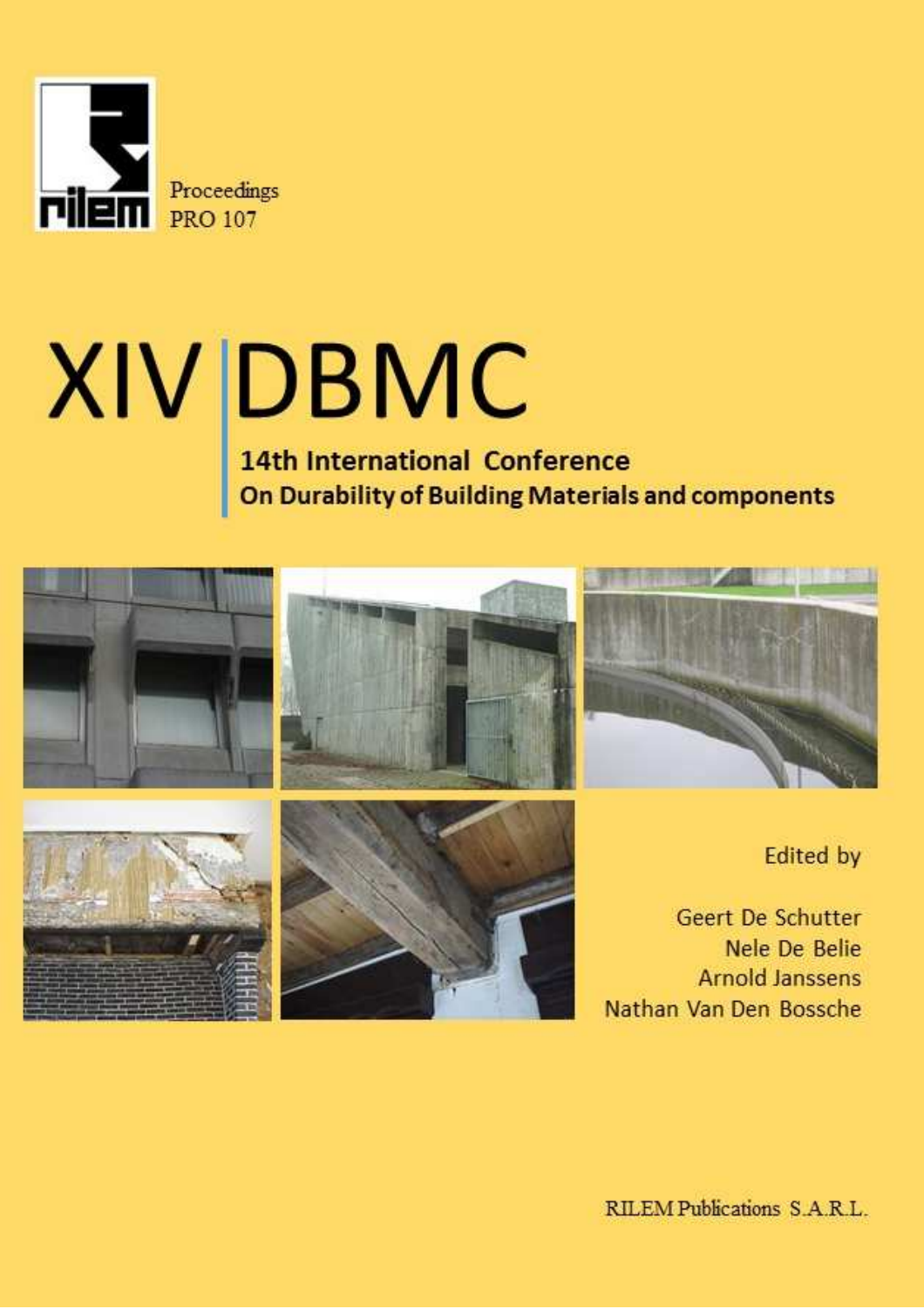Proceedings
PRO 107

# XIV DBMC

## 14th International Conference
## On Durability of Building Materials and components

Edited by

Geert De Schutter
Nele De Belie
Arnold Janssens
Nathan Van Den Bossche

RILEM Publications S.A.R.L.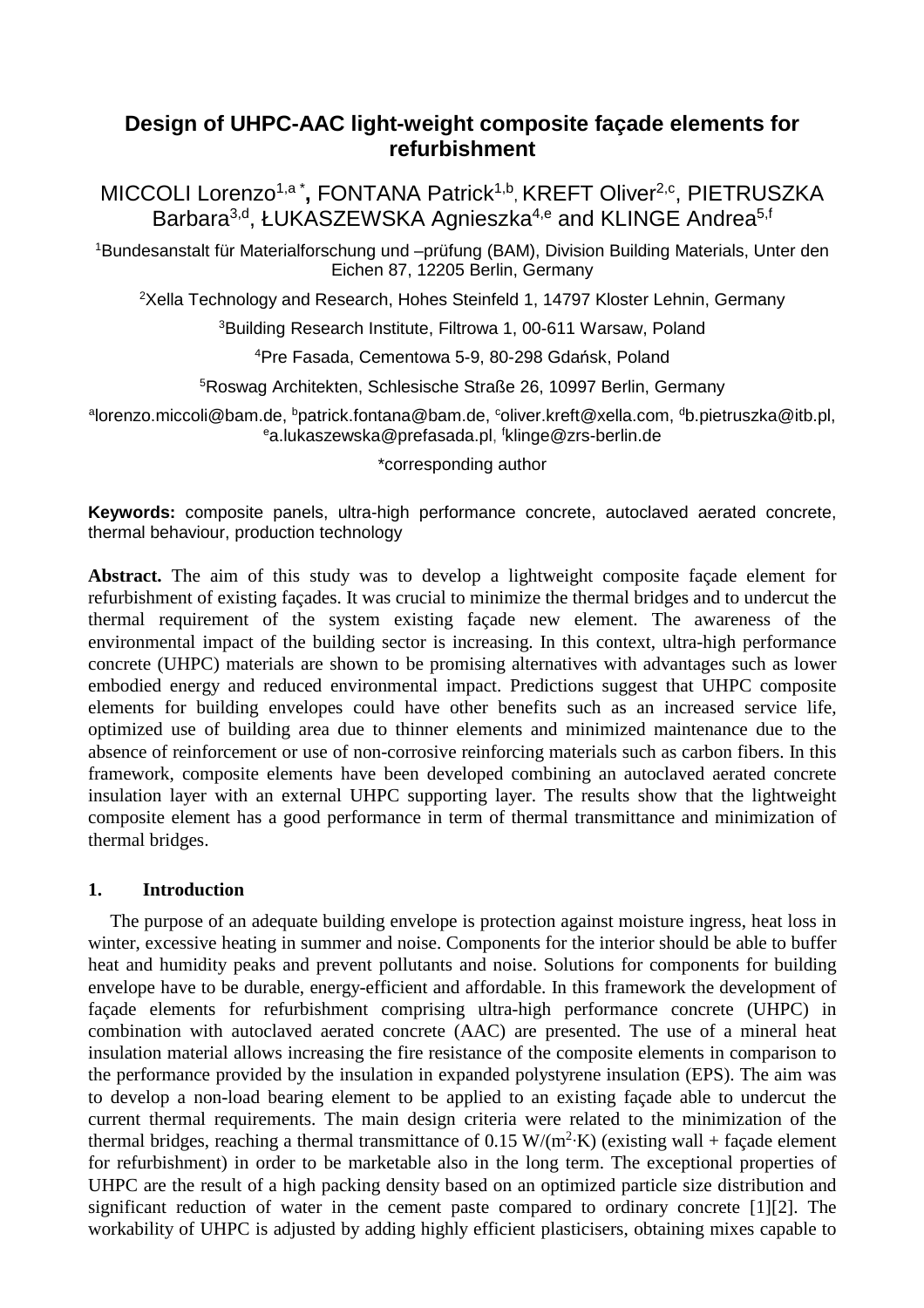# Design of UHPC-AAC light-weight composite façade elements for refurbishment

MICCOLI Lorenzo[1,a *], FONTANA Patrick[1,b], KREFT Oliver[2,c], PIETRUSZKA Barbara[3,d], ŁUKASZEWSKA Agnieszka[4,e] and KLINGE Andrea[5,f]

[1]Bundesanstalt für Materialforschung und –prüfung (BAM), Division Building Materials, Unter den Eichen 87, 12205 Berlin, Germany

[2]Xella Technology and Research, Hohes Steinfeld 1, 14797 Kloster Lehnin, Germany

[3]Building Research Institute, Filtrowa 1, 00-611 Warsaw, Poland

[4]Pre Fasada, Cementowa 5-9, 80-298 Gdańsk, Poland

[5]Roswag Architekten, Schlesische Straße 26, 10997 Berlin, Germany

[a]lorenzo.miccoli@bam.de, [b]patrick.fontana@bam.de, [c]oliver.kreft@xella.com, [d]b.pietruszka@itb.pl, [e]a.lukaszewska@prefasada.pl, [f]klinge@zrs-berlin.de

*corresponding author

**Keywords:** composite panels, ultra-high performance concrete, autoclaved aerated concrete, thermal behaviour, production technology

**Abstract.** The aim of this study was to develop a lightweight composite façade element for refurbishment of existing façades. It was crucial to minimize the thermal bridges and to undercut the thermal requirement of the system existing façade new element. The awareness of the environmental impact of the building sector is increasing. In this context, ultra-high performance concrete (UHPC) materials are shown to be promising alternatives with advantages such as lower embodied energy and reduced environmental impact. Predictions suggest that UHPC composite elements for building envelopes could have other benefits such as an increased service life, optimized use of building area due to thinner elements and minimized maintenance due to the absence of reinforcement or use of non-corrosive reinforcing materials such as carbon fibers. In this framework, composite elements have been developed combining an autoclaved aerated concrete insulation layer with an external UHPC supporting layer. The results show that the lightweight composite element has a good performance in term of thermal transmittance and minimization of thermal bridges.

## 1. Introduction

The purpose of an adequate building envelope is protection against moisture ingress, heat loss in winter, excessive heating in summer and noise. Components for the interior should be able to buffer heat and humidity peaks and prevent pollutants and noise. Solutions for components for building envelope have to be durable, energy-efficient and affordable. In this framework the development of façade elements for refurbishment comprising ultra-high performance concrete (UHPC) in combination with autoclaved aerated concrete (AAC) are presented. The use of a mineral heat insulation material allows increasing the fire resistance of the composite elements in comparison to the performance provided by the insulation in expanded polystyrene insulation (EPS). The aim was to develop a non-load bearing element to be applied to an existing façade able to undercut the current thermal requirements. The main design criteria were related to the minimization of the thermal bridges, reaching a thermal transmittance of 0.15 $W/(m^2{\cdot}K)$ (existing wall + façade element for refurbishment) in order to be marketable also in the long term. The exceptional properties of UHPC are the result of a high packing density based on an optimized particle size distribution and significant reduction of water in the cement paste compared to ordinary concrete [1][2]. The workability of UHPC is adjusted by adding highly efficient plasticisers, obtaining mixes capable to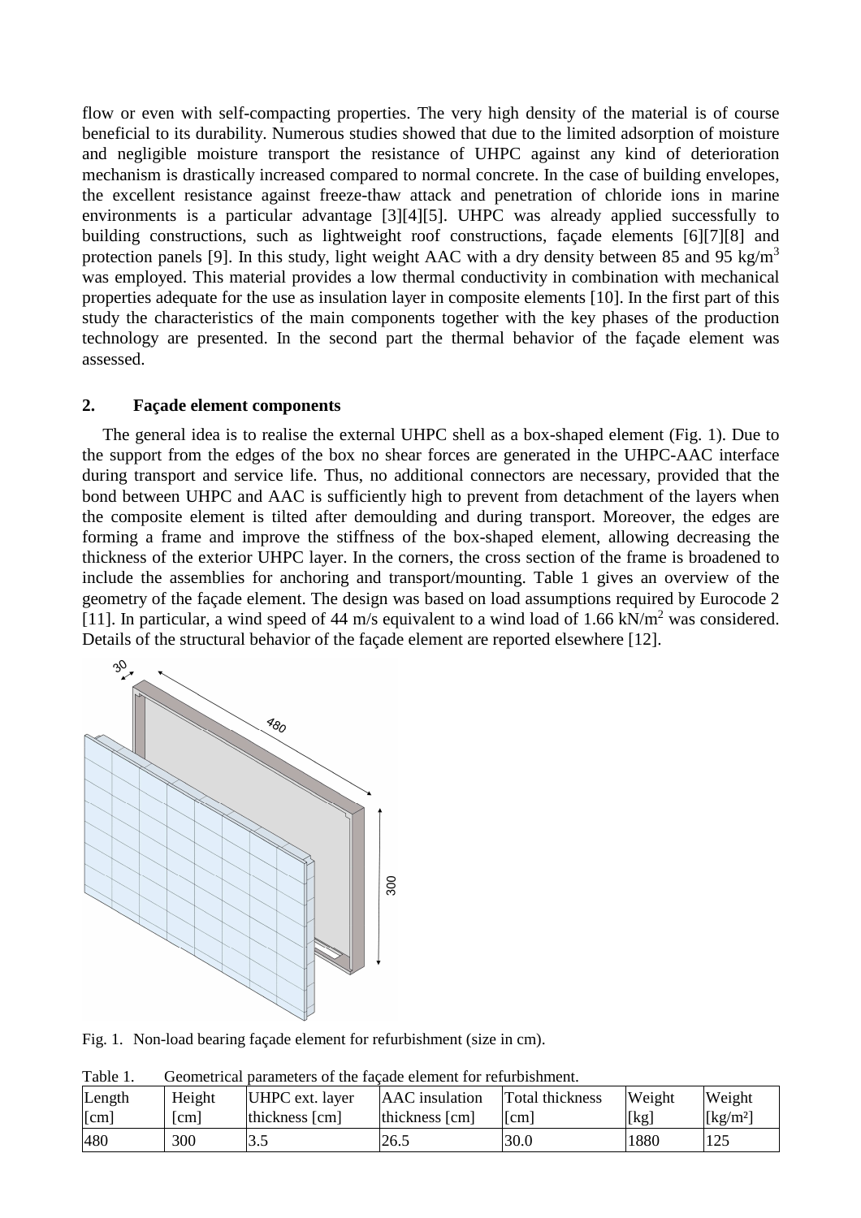flow or even with self-compacting properties. The very high density of the material is of course beneficial to its durability. Numerous studies showed that due to the limited adsorption of moisture and negligible moisture transport the resistance of UHPC against any kind of deterioration mechanism is drastically increased compared to normal concrete. In the case of building envelopes, the excellent resistance against freeze-thaw attack and penetration of chloride ions in marine environments is a particular advantage [3][4][5]. UHPC was already applied successfully to building constructions, such as lightweight roof constructions, façade elements [6][7][8] and protection panels [9]. In this study, light weight AAC with a dry density between 85 and 95 kg/m$^3$ was employed. This material provides a low thermal conductivity in combination with mechanical properties adequate for the use as insulation layer in composite elements [10]. In the first part of this study the characteristics of the main components together with the key phases of the production technology are presented. In the second part the thermal behavior of the façade element was assessed.

## 2. Façade element components

The general idea is to realise the external UHPC shell as a box-shaped element (Fig. 1). Due to the support from the edges of the box no shear forces are generated in the UHPC-AAC interface during transport and service life. Thus, no additional connectors are necessary, provided that the bond between UHPC and AAC is sufficiently high to prevent from detachment of the layers when the composite element is tilted after demoulding and during transport. Moreover, the edges are forming a frame and improve the stiffness of the box-shaped element, allowing decreasing the thickness of the exterior UHPC layer. In the corners, the cross section of the frame is broadened to include the assemblies for anchoring and transport/mounting. Table 1 gives an overview of the geometry of the façade element. The design was based on load assumptions required by Eurocode 2 [11]. In particular, a wind speed of 44 m/s equivalent to a wind load of 1.66 kN/m$^2$ was considered. Details of the structural behavior of the façade element are reported elsewhere [12].

Fig. 1. Non-load bearing façade element for refurbishment (size in cm).

Table 1. Geometrical parameters of the façade element for refurbishment.

| Length [cm] | Height [cm] | UHPC ext. layer thickness [cm] | AAC insulation thickness [cm] | Total thickness [cm] | Weight [kg] | Weight [kg/m²] |
|---|---|---|---|---|---|---|
| 480 | 300 | 3.5 | 26.5 | 30.0 | 1880 | 125 |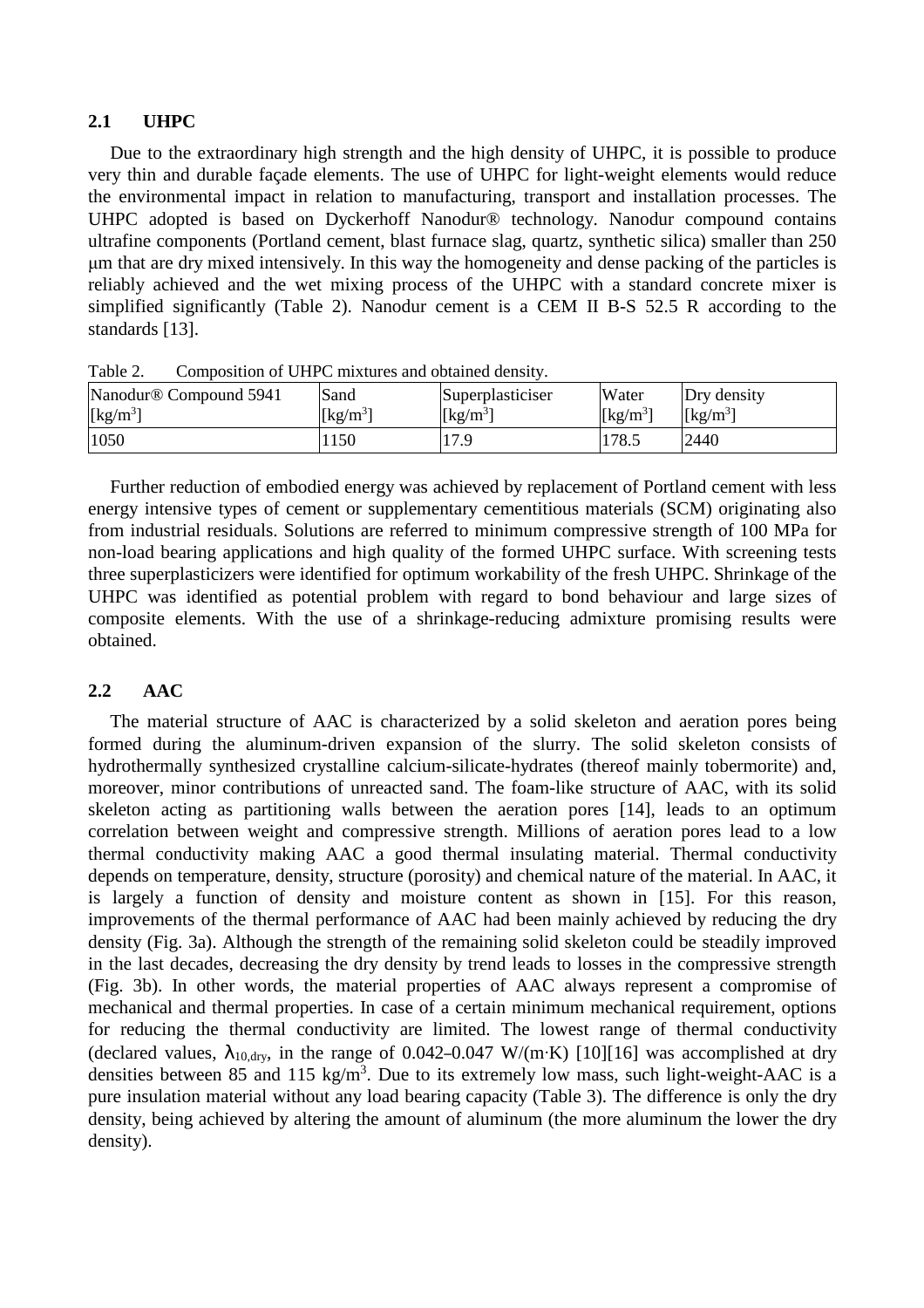## 2.1 UHPC

Due to the extraordinary high strength and the high density of UHPC, it is possible to produce very thin and durable façade elements. The use of UHPC for light-weight elements would reduce the environmental impact in relation to manufacturing, transport and installation processes. The UHPC adopted is based on Dyckerhoff Nanodur® technology. Nanodur compound contains ultrafine components (Portland cement, blast furnace slag, quartz, synthetic silica) smaller than 250 μm that are dry mixed intensively. In this way the homogeneity and dense packing of the particles is reliably achieved and the wet mixing process of the UHPC with a standard concrete mixer is simplified significantly (Table 2). Nanodur cement is a CEM II B-S 52.5 R according to the standards [13].

Table 2. Composition of UHPC mixtures and obtained density.

| Nanodur® Compound 5941 [kg/m$^3$] | Sand [kg/m$^3$] | Superplasticiser [kg/m$^3$] | Water [kg/m$^3$] | Dry density [kg/m$^3$] |
|---|---|---|---|---|
| 1050 | 1150 | 17.9 | 178.5 | 2440 |

Further reduction of embodied energy was achieved by replacement of Portland cement with less energy intensive types of cement or supplementary cementitious materials (SCM) originating also from industrial residuals. Solutions are referred to minimum compressive strength of 100 MPa for non-load bearing applications and high quality of the formed UHPC surface. With screening tests three superplasticizers were identified for optimum workability of the fresh UHPC. Shrinkage of the UHPC was identified as potential problem with regard to bond behaviour and large sizes of composite elements. With the use of a shrinkage-reducing admixture promising results were obtained.

## 2.2 AAC

The material structure of AAC is characterized by a solid skeleton and aeration pores being formed during the aluminum-driven expansion of the slurry. The solid skeleton consists of hydrothermally synthesized crystalline calcium-silicate-hydrates (thereof mainly tobermorite) and, moreover, minor contributions of unreacted sand. The foam-like structure of AAC, with its solid skeleton acting as partitioning walls between the aeration pores [14], leads to an optimum correlation between weight and compressive strength. Millions of aeration pores lead to a low thermal conductivity making AAC a good thermal insulating material. Thermal conductivity depends on temperature, density, structure (porosity) and chemical nature of the material. In AAC, it is largely a function of density and moisture content as shown in [15]. For this reason, improvements of the thermal performance of AAC had been mainly achieved by reducing the dry density (Fig. 3a). Although the strength of the remaining solid skeleton could be steadily improved in the last decades, decreasing the dry density by trend leads to losses in the compressive strength (Fig. 3b). In other words, the material properties of AAC always represent a compromise of mechanical and thermal properties. In case of a certain minimum mechanical requirement, options for reducing the thermal conductivity are limited. The lowest range of thermal conductivity (declared values, $\lambda_{10,dry}$, in the range of 0.042–0.047 W/(m·K) [10][16] was accomplished at dry densities between 85 and 115 kg/m$^3$. Due to its extremely low mass, such light-weight-AAC is a pure insulation material without any load bearing capacity (Table 3). The difference is only the dry density, being achieved by altering the amount of aluminum (the more aluminum the lower the dry density).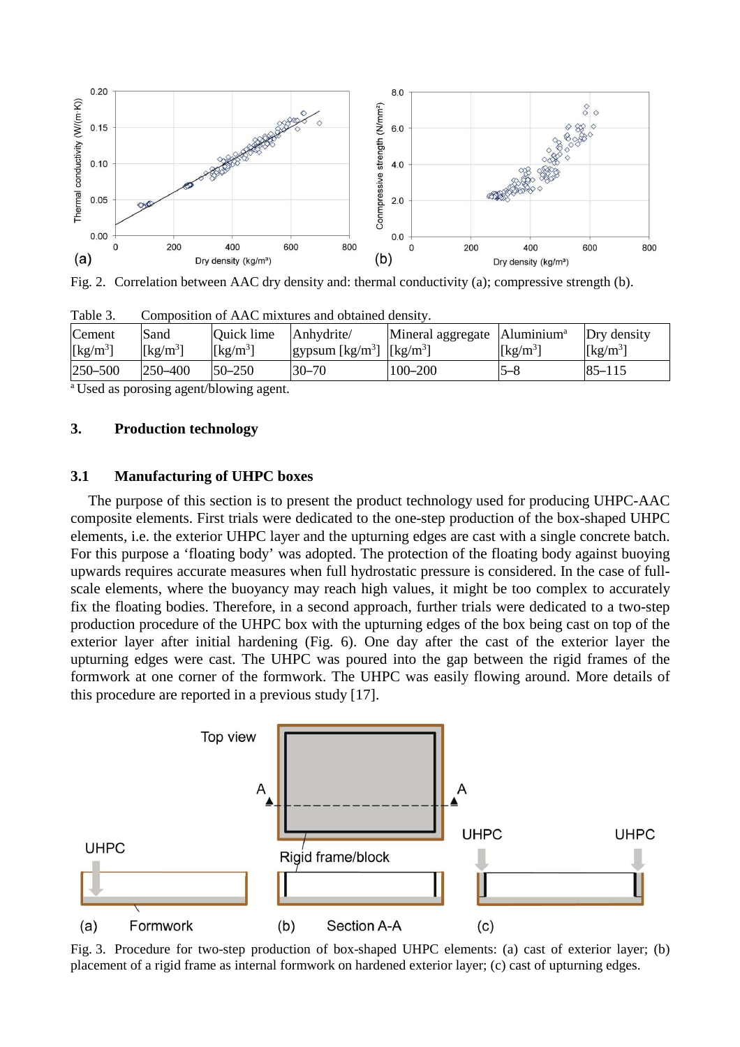Fig. 2. Correlation between AAC dry density and: thermal conductivity (a); compressive strength (b).

Table 3. Composition of AAC mixtures and obtained density.

| Cement [kg/m$^3$] | Sand [kg/m$^3$] | Quick lime [kg/m$^3$] | Anhydrite/ gypsum [kg/m$^3$] | Mineral aggregate [kg/m$^3$] | Aluminium[a] [kg/m$^3$] | Dry density [kg/m$^3$] |
|---|---|---|---|---|---|---|
| 250–500 | 250–400 | 50–250 | 30–70 | 100–200 | 5–8 | 85–115 |

[a] Used as porosing agent/blowing agent.

## 3. Production technology

### 3.1 Manufacturing of UHPC boxes

The purpose of this section is to present the product technology used for producing UHPC-AAC composite elements. First trials were dedicated to the one-step production of the box-shaped UHPC elements, i.e. the exterior UHPC layer and the upturning edges are cast with a single concrete batch. For this purpose a 'floating body' was adopted. The protection of the floating body against buoying upwards requires accurate measures when full hydrostatic pressure is considered. In the case of full-scale elements, where the buoyancy may reach high values, it might be too complex to accurately fix the floating bodies. Therefore, in a second approach, further trials were dedicated to a two-step production procedure of the UHPC box with the upturning edges of the box being cast on top of the exterior layer after initial hardening (Fig. 6). One day after the cast of the exterior layer the upturning edges were cast. The UHPC was poured into the gap between the rigid frames of the formwork at one corner of the formwork. The UHPC was easily flowing around. More details of this procedure are reported in a previous study [17].

Fig. 3. Procedure for two-step production of box-shaped UHPC elements: (a) cast of exterior layer; (b) placement of a rigid frame as internal formwork on hardened exterior layer; (c) cast of upturning edges.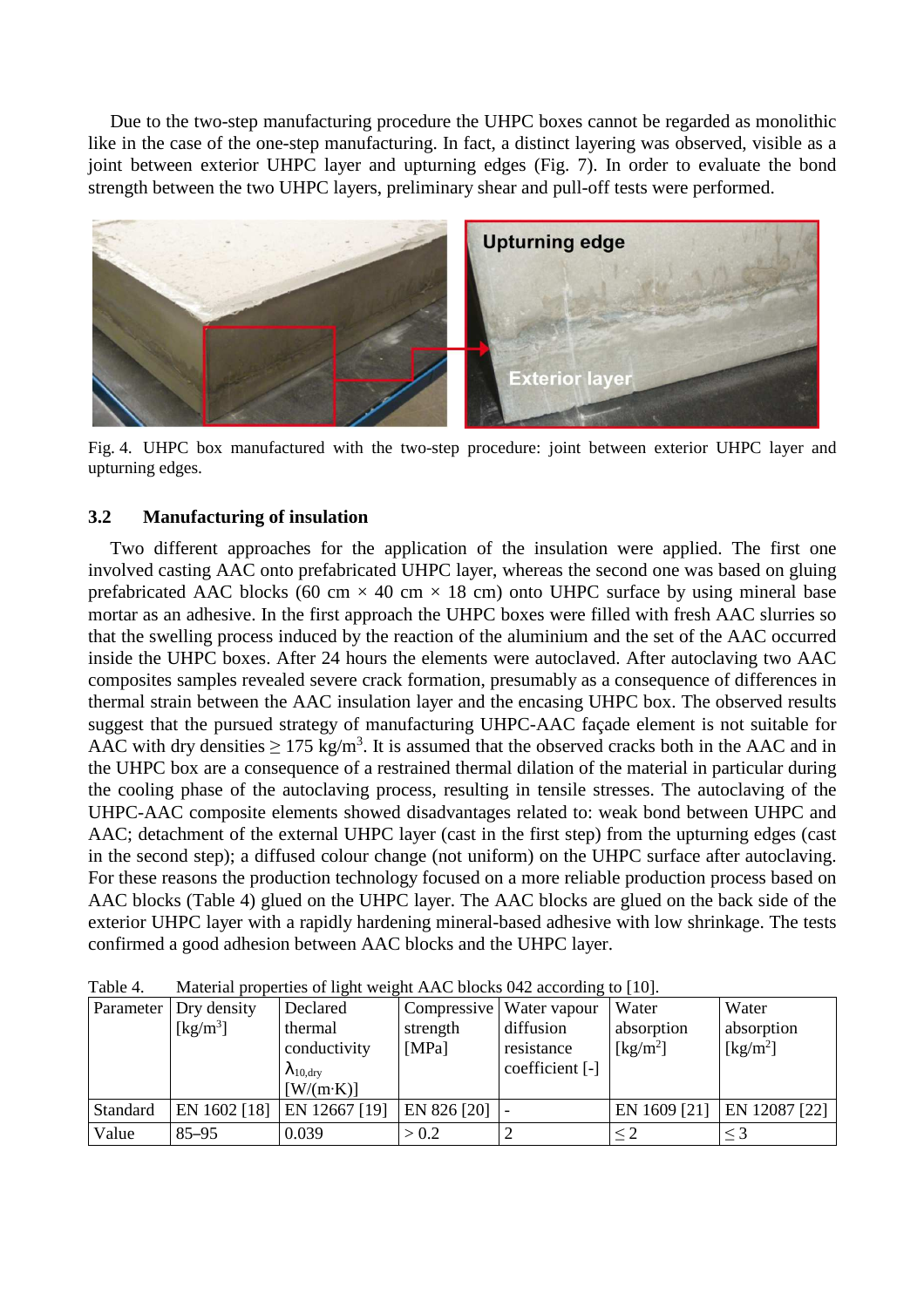Due to the two-step manufacturing procedure the UHPC boxes cannot be regarded as monolithic like in the case of the one-step manufacturing. In fact, a distinct layering was observed, visible as a joint between exterior UHPC layer and upturning edges (Fig. 7). In order to evaluate the bond strength between the two UHPC layers, preliminary shear and pull-off tests were performed.

Fig. 4. UHPC box manufactured with the two-step procedure: joint between exterior UHPC layer and upturning edges.

### 3.2 Manufacturing of insulation

Two different approaches for the application of the insulation were applied. The first one involved casting AAC onto prefabricated UHPC layer, whereas the second one was based on gluing prefabricated AAC blocks (60 cm × 40 cm × 18 cm) onto UHPC surface by using mineral base mortar as an adhesive. In the first approach the UHPC boxes were filled with fresh AAC slurries so that the swelling process induced by the reaction of the aluminium and the set of the AAC occurred inside the UHPC boxes. After 24 hours the elements were autoclaved. After autoclaving two AAC composites samples revealed severe crack formation, presumably as a consequence of differences in thermal strain between the AAC insulation layer and the encasing UHPC box. The observed results suggest that the pursued strategy of manufacturing UHPC-AAC façade element is not suitable for AAC with dry densities ≥ 175 kg/m$^3$. It is assumed that the observed cracks both in the AAC and in the UHPC box are a consequence of a restrained thermal dilation of the material in particular during the cooling phase of the autoclaving process, resulting in tensile stresses. The autoclaving of the UHPC-AAC composite elements showed disadvantages related to: weak bond between UHPC and AAC; detachment of the external UHPC layer (cast in the first step) from the upturning edges (cast in the second step); a diffused colour change (not uniform) on the UHPC surface after autoclaving. For these reasons the production technology focused on a more reliable production process based on AAC blocks (Table 4) glued on the UHPC layer. The AAC blocks are glued on the back side of the exterior UHPC layer with a rapidly hardening mineral-based adhesive with low shrinkage. The tests confirmed a good adhesion between AAC blocks and the UHPC layer.

Table 4. Material properties of light weight AAC blocks 042 according to [10].

| Parameter | Dry density [kg/m$^3$] | Declared thermal conductivity $\lambda_{10,dry}$ [W/(m·K)] | Compressive strength [MPa] | Water vapour diffusion resistance coefficient [-] | Water absorption [kg/m$^2$] | Water absorption [kg/m$^2$] |
|---|---|---|---|---|---|---|
| Standard | EN 1602 [18] | EN 12667 [19] | EN 826 [20] | - | EN 1609 [21] | EN 12087 [22] |
| Value | 85–95 | 0.039 | > 0.2 | 2 | ≤ 2 | ≤ 3 |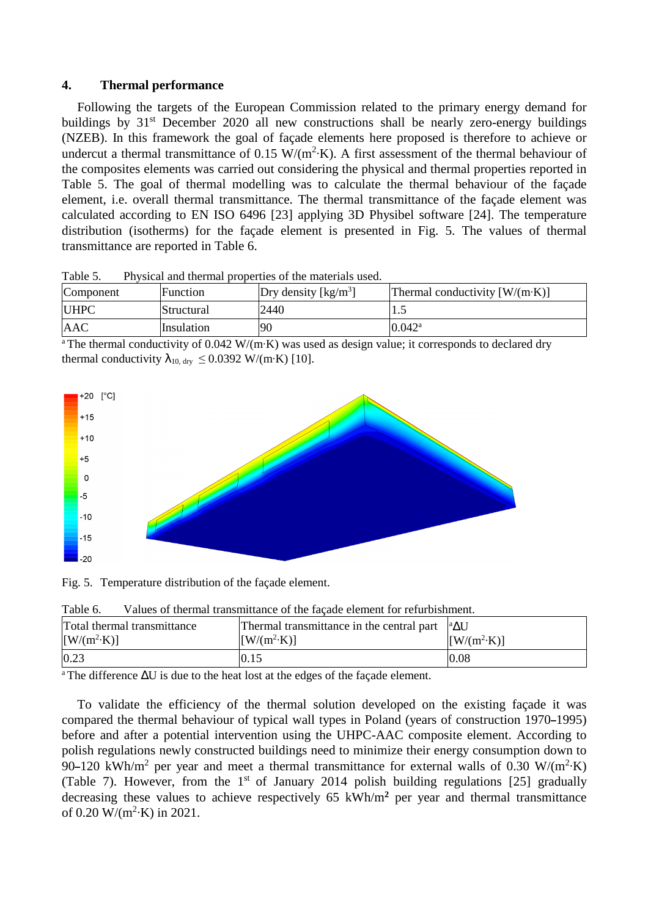## 4. Thermal performance

Following the targets of the European Commission related to the primary energy demand for buildings by 31st December 2020 all new constructions shall be nearly zero-energy buildings (NZEB). In this framework the goal of façade elements here proposed is therefore to achieve or undercut a thermal transmittance of 0.15 $W/(m^2 \cdot K)$. A first assessment of the thermal behaviour of the composites elements was carried out considering the physical and thermal properties reported in Table 5. The goal of thermal modelling was to calculate the thermal behaviour of the façade element, i.e. overall thermal transmittance. The thermal transmittance of the façade element was calculated according to EN ISO 6496 [23] applying 3D Physibel software [24]. The temperature distribution (isotherms) for the façade element is presented in Fig. 5. The values of thermal transmittance are reported in Table 6.

Table 5. Physical and thermal properties of the materials used.

| Component | Function | Dry density [kg/m³] | Thermal conductivity [W/(m·K)] |
|---|---|---|---|
| UHPC | Structural | 2440 | 1.5 |
| AAC | Insulation | 90 | 0.042[a] |

[a] The thermal conductivity of 0.042 W/(m·K) was used as design value; it corresponds to declared dry thermal conductivity $\lambda_{10,\,dry} \leq 0.0392$ W/(m·K) [10].

Fig. 5. Temperature distribution of the façade element.

Table 6. Values of thermal transmittance of the façade element for refurbishment.

| Total thermal transmittance [W/(m²·K)] | Thermal transmittance in the central part [W/(m²·K)] | [a]ΔU [W/(m²·K)] |
|---|---|---|
| 0.23 | 0.15 | 0.08 |

[a] The difference ΔU is due to the heat lost at the edges of the façade element.

To validate the efficiency of the thermal solution developed on the existing façade it was compared the thermal behaviour of typical wall types in Poland (years of construction 1970–1995) before and after a potential intervention using the UHPC-AAC composite element. According to polish regulations newly constructed buildings need to minimize their energy consumption down to 90–120 kWh/m² per year and meet a thermal transmittance for external walls of 0.30 $W/(m^2 \cdot K)$ (Table 7). However, from the 1st of January 2014 polish building regulations [25] gradually decreasing these values to achieve respectively 65 kWh/m² per year and thermal transmittance of 0.20 $W/(m^2 \cdot K)$ in 2021.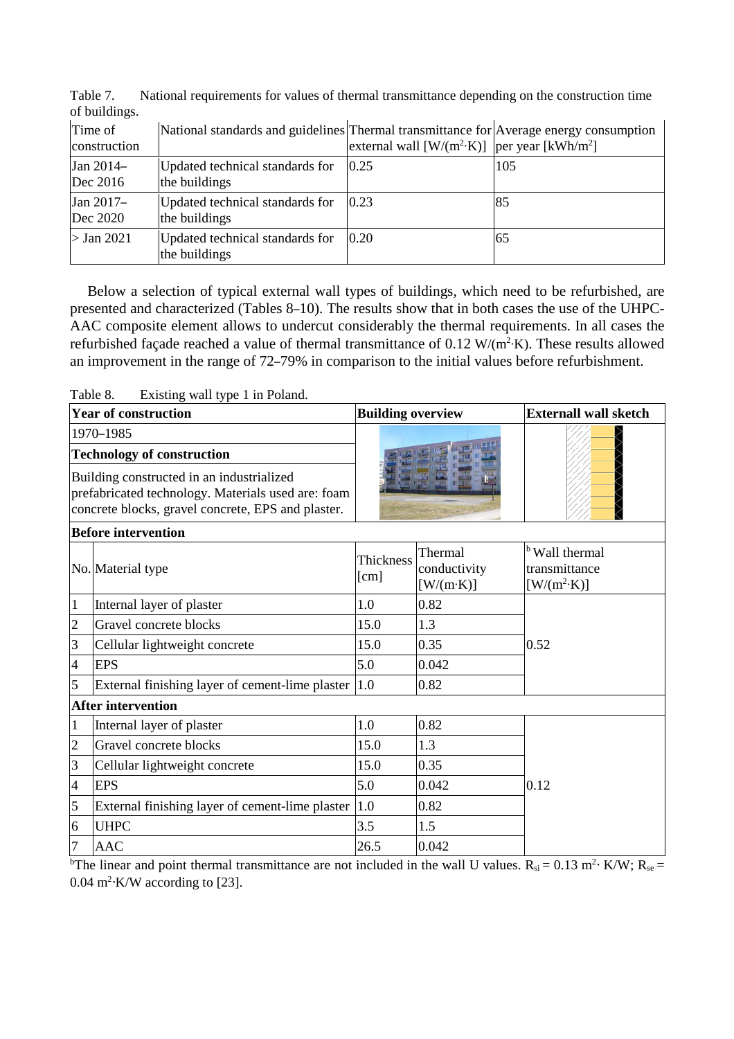Table 7. National requirements for values of thermal transmittance depending on the construction time of buildings.

| Time of construction | National standards and guidelines | Thermal transmittance for external wall [W/(m²·K)] | Average energy consumption per year [kWh/m²] |
|---|---|---|---|
| Jan 2014–Dec 2016 | Updated technical standards for the buildings | 0.25 | 105 |
| Jan 2017–Dec 2020 | Updated technical standards for the buildings | 0.23 | 85 |
| > Jan 2021 | Updated technical standards for the buildings | 0.20 | 65 |

Below a selection of typical external wall types of buildings, which need to be refurbished, are presented and characterized (Tables 8–10). The results show that in both cases the use of the UHPC-AAC composite element allows to undercut considerably the thermal requirements. In all cases the refurbished façade reached a value of thermal transmittance of 0.12 W/(m²·K). These results allowed an improvement in the range of 72–79% in comparison to the initial values before refurbishment.

Table 8. Existing wall type 1 in Poland.

| **Year of construction** | | **Building overview** | | **Externall wall sketch** |
|---|---|---|---|---|
| 1970–1985 | | | | |
| **Technology of construction** | | | | |
| Building constructed in an industrialized prefabricated technology. Materials used are: foam concrete blocks, gravel concrete, EPS and plaster. | | | | |
| **Before intervention** | | | | |
| No. | Material type | Thickness [cm] | Thermal conductivity [W/(m·K)] | [b] Wall thermal transmittance [W/(m²·K)] |
| 1 | Internal layer of plaster | 1.0 | 0.82 | 0.52 |
| 2 | Gravel concrete blocks | 15.0 | 1.3 | |
| 3 | Cellular lightweight concrete | 15.0 | 0.35 | |
| 4 | EPS | 5.0 | 0.042 | |
| 5 | External finishing layer of cement-lime plaster | 1.0 | 0.82 | |
| **After intervention** | | | | |
| 1 | Internal layer of plaster | 1.0 | 0.82 | 0.12 |
| 2 | Gravel concrete blocks | 15.0 | 1.3 | |
| 3 | Cellular lightweight concrete | 15.0 | 0.35 | |
| 4 | EPS | 5.0 | 0.042 | |
| 5 | External finishing layer of cement-lime plaster | 1.0 | 0.82 | |
| 6 | UHPC | 3.5 | 1.5 | |
| 7 | AAC | 26.5 | 0.042 | |

[b]The linear and point thermal transmittance are not included in the wall U values. $R_{si}$ = 0.13 m²·K/W; $R_{se}$ = 0.04 m²·K/W according to [23].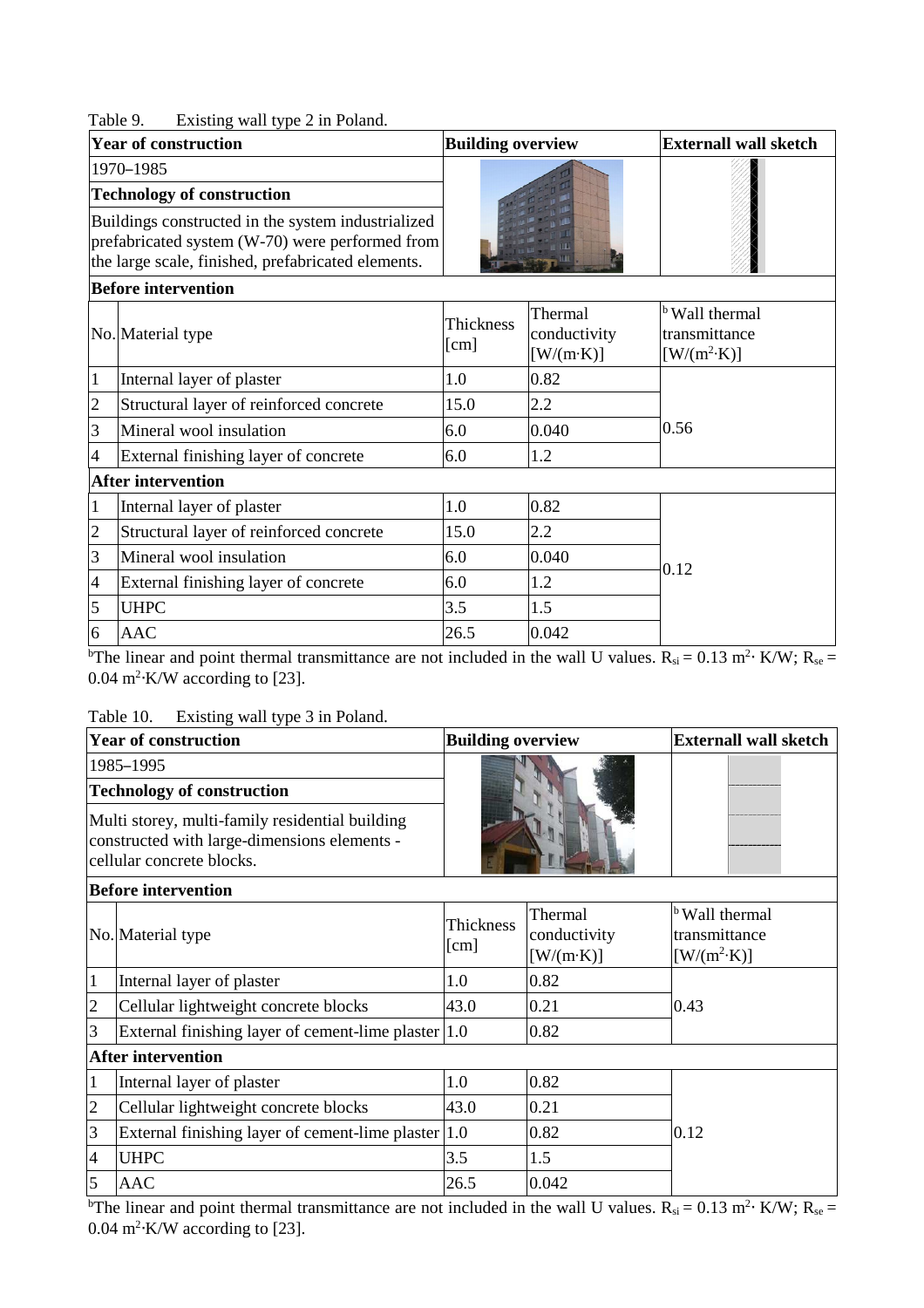Table 9. Existing wall type 2 in Poland.

| Year of construction | | Building overview | | Externall wall sketch |
|---|---|---|---|---|
| 1970–1985 | | | | |
| **Technology of construction** | | | | |
| Buildings constructed in the system industrialized prefabricated system (W-70) were performed from the large scale, finished, prefabricated elements. | | | | |
| **Before intervention** | | | | |
| No. | Material type | Thickness [cm] | Thermal conductivity [W/(m·K)] | [b] Wall thermal transmittance [W/(m$^2$·K)] |
| 1 | Internal layer of plaster | 1.0 | 0.82 | 0.56 |
| 2 | Structural layer of reinforced concrete | 15.0 | 2.2 | |
| 3 | Mineral wool insulation | 6.0 | 0.040 | |
| 4 | External finishing layer of concrete | 6.0 | 1.2 | |
| **After intervention** | | | | |
| 1 | Internal layer of plaster | 1.0 | 0.82 | 0.12 |
| 2 | Structural layer of reinforced concrete | 15.0 | 2.2 | |
| 3 | Mineral wool insulation | 6.0 | 0.040 | |
| 4 | External finishing layer of concrete | 6.0 | 1.2 | |
| 5 | UHPC | 3.5 | 1.5 | |
| 6 | AAC | 26.5 | 0.042 | |

[b]The linear and point thermal transmittance are not included in the wall U values. $R_{si}$ = 0.13 m$^2$· K/W; $R_{se}$ = 0.04 m$^2$·K/W according to [23].

Table 10. Existing wall type 3 in Poland.

| Year of construction | | Building overview | | Externall wall sketch |
|---|---|---|---|---|
| 1985–1995 | | | | |
| **Technology of construction** | | | | |
| Multi storey, multi-family residential building constructed with large-dimensions elements - cellular concrete blocks. | | | | |
| **Before intervention** | | | | |
| No. | Material type | Thickness [cm] | Thermal conductivity [W/(m·K)] | [b] Wall thermal transmittance [W/(m$^2$·K)] |
| 1 | Internal layer of plaster | 1.0 | 0.82 | 0.43 |
| 2 | Cellular lightweight concrete blocks | 43.0 | 0.21 | |
| 3 | External finishing layer of cement-lime plaster | 1.0 | 0.82 | |
| **After intervention** | | | | |
| 1 | Internal layer of plaster | 1.0 | 0.82 | 0.12 |
| 2 | Cellular lightweight concrete blocks | 43.0 | 0.21 | |
| 3 | External finishing layer of cement-lime plaster | 1.0 | 0.82 | |
| 4 | UHPC | 3.5 | 1.5 | |
| 5 | AAC | 26.5 | 0.042 | |

[b]The linear and point thermal transmittance are not included in the wall U values. $R_{si}$ = 0.13 m$^2$· K/W; $R_{se}$ = 0.04 m$^2$·K/W according to [23].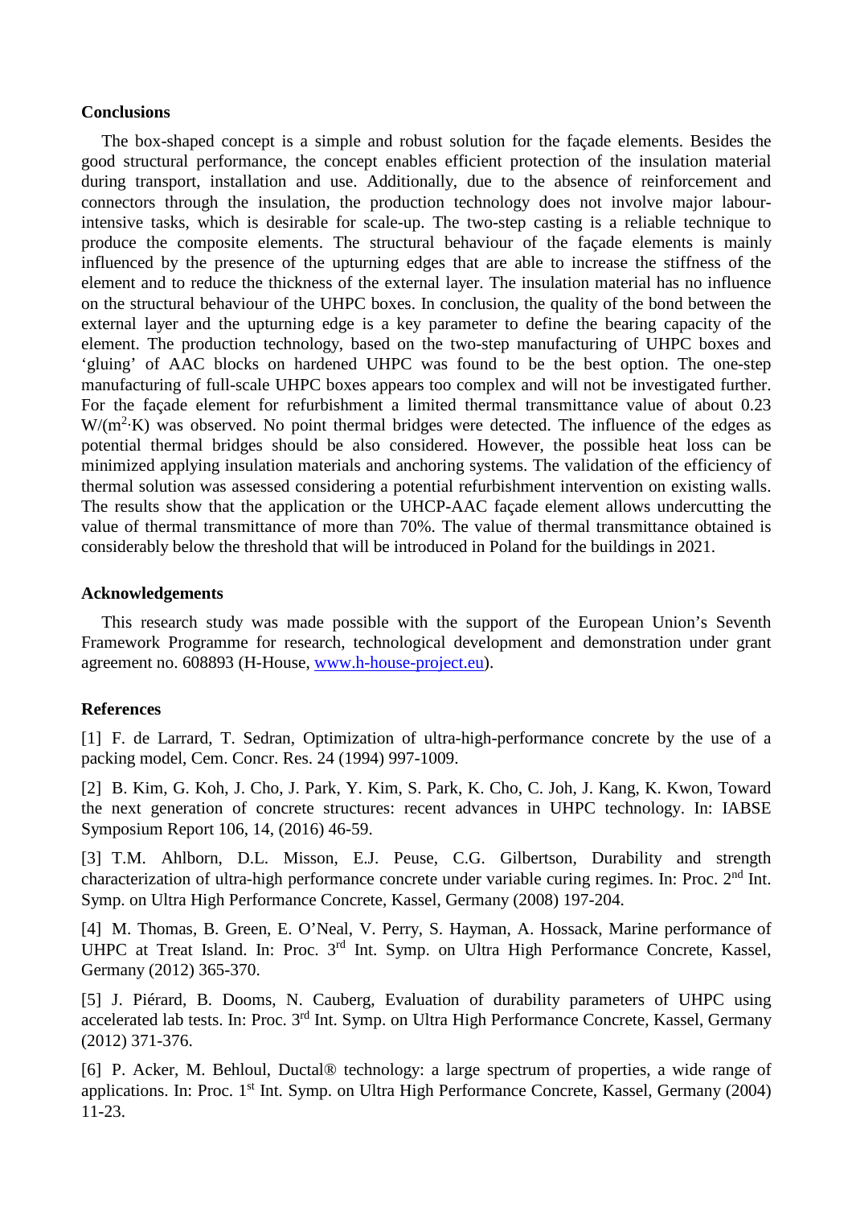## Conclusions

The box-shaped concept is a simple and robust solution for the façade elements. Besides the good structural performance, the concept enables efficient protection of the insulation material during transport, installation and use. Additionally, due to the absence of reinforcement and connectors through the insulation, the production technology does not involve major labour-intensive tasks, which is desirable for scale-up. The two-step casting is a reliable technique to produce the composite elements. The structural behaviour of the façade elements is mainly influenced by the presence of the upturning edges that are able to increase the stiffness of the element and to reduce the thickness of the external layer. The insulation material has no influence on the structural behaviour of the UHPC boxes. In conclusion, the quality of the bond between the external layer and the upturning edge is a key parameter to define the bearing capacity of the element. The production technology, based on the two-step manufacturing of UHPC boxes and 'gluing' of AAC blocks on hardened UHPC was found to be the best option. The one-step manufacturing of full-scale UHPC boxes appears too complex and will not be investigated further. For the façade element for refurbishment a limited thermal transmittance value of about 0.23 $W/(m^2 \cdot K)$ was observed. No point thermal bridges were detected. The influence of the edges as potential thermal bridges should be also considered. However, the possible heat loss can be minimized applying insulation materials and anchoring systems. The validation of the efficiency of thermal solution was assessed considering a potential refurbishment intervention on existing walls. The results show that the application or the UHCP-AAC façade element allows undercutting the value of thermal transmittance of more than 70%. The value of thermal transmittance obtained is considerably below the threshold that will be introduced in Poland for the buildings in 2021.

## Acknowledgements

This research study was made possible with the support of the European Union's Seventh Framework Programme for research, technological development and demonstration under grant agreement no. 608893 (H-House, www.h-house-project.eu).

## References

[1] F. de Larrard, T. Sedran, Optimization of ultra-high-performance concrete by the use of a packing model, Cem. Concr. Res. 24 (1994) 997-1009.

[2] B. Kim, G. Koh, J. Cho, J. Park, Y. Kim, S. Park, K. Cho, C. Joh, J. Kang, K. Kwon, Toward the next generation of concrete structures: recent advances in UHPC technology. In: IABSE Symposium Report 106, 14, (2016) 46-59.

[3] T.M. Ahlborn, D.L. Misson, E.J. Peuse, C.G. Gilbertson, Durability and strength characterization of ultra-high performance concrete under variable curing regimes. In: Proc. 2nd Int. Symp. on Ultra High Performance Concrete, Kassel, Germany (2008) 197-204.

[4] M. Thomas, B. Green, E. O'Neal, V. Perry, S. Hayman, A. Hossack, Marine performance of UHPC at Treat Island. In: Proc. 3rd Int. Symp. on Ultra High Performance Concrete, Kassel, Germany (2012) 365-370.

[5] J. Piérard, B. Dooms, N. Cauberg, Evaluation of durability parameters of UHPC using accelerated lab tests. In: Proc. 3rd Int. Symp. on Ultra High Performance Concrete, Kassel, Germany (2012) 371-376.

[6] P. Acker, M. Behloul, Ductal® technology: a large spectrum of properties, a wide range of applications. In: Proc. 1st Int. Symp. on Ultra High Performance Concrete, Kassel, Germany (2004) 11-23.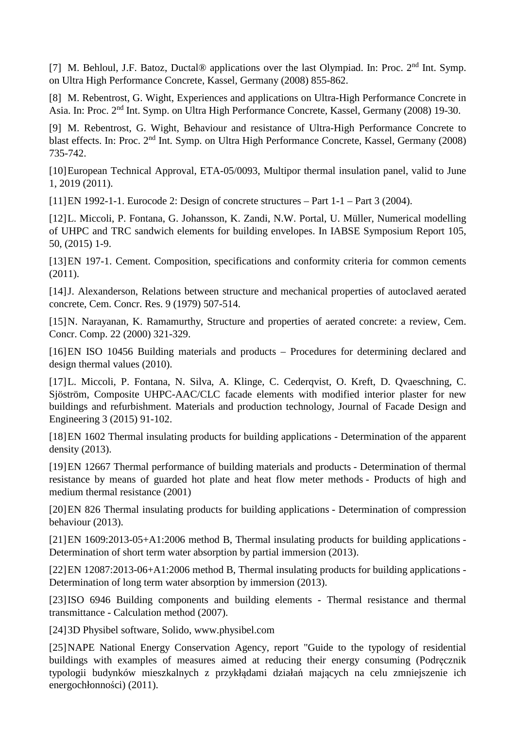[7] M. Behloul, J.F. Batoz, Ductal® applications over the last Olympiad. In: Proc. 2nd Int. Symp. on Ultra High Performance Concrete, Kassel, Germany (2008) 855-862.

[8] M. Rebentrost, G. Wight, Experiences and applications on Ultra-High Performance Concrete in Asia. In: Proc. 2nd Int. Symp. on Ultra High Performance Concrete, Kassel, Germany (2008) 19-30.

[9] M. Rebentrost, G. Wight, Behaviour and resistance of Ultra-High Performance Concrete to blast effects. In: Proc. 2nd Int. Symp. on Ultra High Performance Concrete, Kassel, Germany (2008) 735-742.

[10] European Technical Approval, ETA-05/0093, Multipor thermal insulation panel, valid to June 1, 2019 (2011).

[11] EN 1992-1-1. Eurocode 2: Design of concrete structures – Part 1-1 – Part 3 (2004).

[12] L. Miccoli, P. Fontana, G. Johansson, K. Zandi, N.W. Portal, U. Müller, Numerical modelling of UHPC and TRC sandwich elements for building envelopes. In IABSE Symposium Report 105, 50, (2015) 1-9.

[13] EN 197-1. Cement. Composition, specifications and conformity criteria for common cements (2011).

[14] J. Alexanderson, Relations between structure and mechanical properties of autoclaved aerated concrete, Cem. Concr. Res. 9 (1979) 507-514.

[15] N. Narayanan, K. Ramamurthy, Structure and properties of aerated concrete: a review, Cem. Concr. Comp. 22 (2000) 321-329.

[16] EN ISO 10456 Building materials and products – Procedures for determining declared and design thermal values (2010).

[17] L. Miccoli, P. Fontana, N. Silva, A. Klinge, C. Cederqvist, O. Kreft, D. Qvaeschning, C. Sjöström, Composite UHPC-AAC/CLC facade elements with modified interior plaster for new buildings and refurbishment. Materials and production technology, Journal of Facade Design and Engineering 3 (2015) 91-102.

[18] EN 1602 Thermal insulating products for building applications - Determination of the apparent density (2013).

[19] EN 12667 Thermal performance of building materials and products - Determination of thermal resistance by means of guarded hot plate and heat flow meter methods - Products of high and medium thermal resistance (2001)

[20] EN 826 Thermal insulating products for building applications - Determination of compression behaviour (2013).

[21] EN 1609:2013-05+A1:2006 method B, Thermal insulating products for building applications - Determination of short term water absorption by partial immersion (2013).

[22] EN 12087:2013-06+A1:2006 method B, Thermal insulating products for building applications - Determination of long term water absorption by immersion (2013).

[23] ISO 6946 Building components and building elements - Thermal resistance and thermal transmittance - Calculation method (2007).

[24] 3D Physibel software, Solido, www.physibel.com

[25] NAPE National Energy Conservation Agency, report "Guide to the typology of residential buildings with examples of measures aimed at reducing their energy consuming (Podręcznik typologii budynków mieszkalnych z przykłądami działań mających na celu zmniejszenie ich energochłonności) (2011).